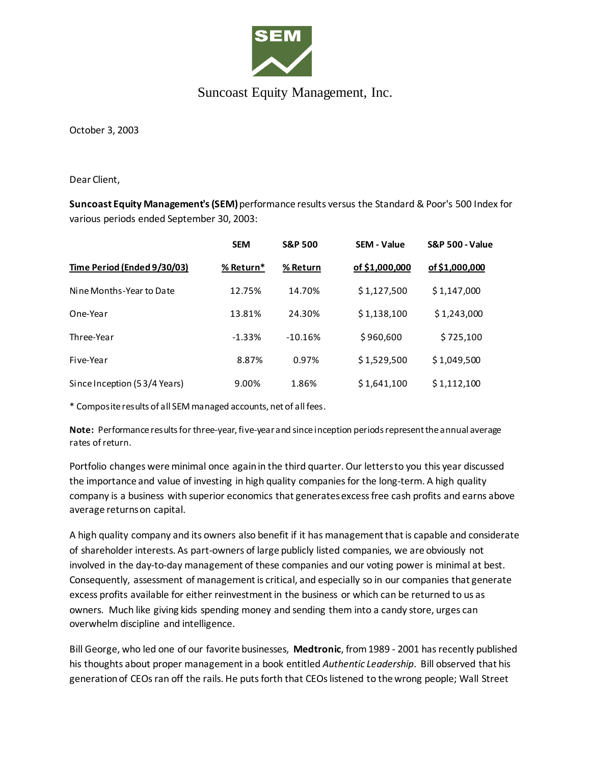Suncoast Equity Management, Inc.

October 3, 2003

Dear Client,

**Suncoast Equity Management's (SEM)** performance results versus the Standard & Poor's 500 Index for various periods ended September 30, 2003:

| Time Period (Ended 9/30/03) | SEM % Return* | S&P 500 % Return | SEM - Value of $1,000,000 | S&P 500 - Value of $1,000,000 |
|---|---|---|---|---|
| Nine Months-Year to Date | 12.75% | 14.70% | $ 1,127,500 | $ 1,147,000 |
| One-Year | 13.81% | 24.30% | $ 1,138,100 | $ 1,243,000 |
| Three-Year | -1.33% | -10.16% | $ 960,600 | $ 725,100 |
| Five-Year | 8.87% | 0.97% | $ 1,529,500 | $ 1,049,500 |
| Since Inception (5 3/4 Years) | 9.00% | 1.86% | $ 1,641,100 | $ 1,112,100 |

* Composite results of all SEM managed accounts, net of all fees.

**Note:** Performance results for three-year, five-year and since inception periods represent the annual average rates of return.

Portfolio changes were minimal once again in the third quarter. Our letters to you this year discussed the importance and value of investing in high quality companies for the long-term. A high quality company is a business with superior economics that generates excess free cash profits and earns above average returns on capital.

A high quality company and its owners also benefit if it has management that is capable and considerate of shareholder interests. As part-owners of large publicly listed companies, we are obviously not involved in the day-to-day management of these companies and our voting power is minimal at best. Consequently, assessment of management is critical, and especially so in our companies that generate excess profits available for either reinvestment in the business or which can be returned to us as owners. Much like giving kids spending money and sending them into a candy store, urges can overwhelm discipline and intelligence.

Bill George, who led one of our favorite businesses, **Medtronic**, from 1989 - 2001 has recently published his thoughts about proper management in a book entitled *Authentic Leadership*. Bill observed that his generation of CEOs ran off the rails. He puts forth that CEOs listened to the wrong people; Wall Street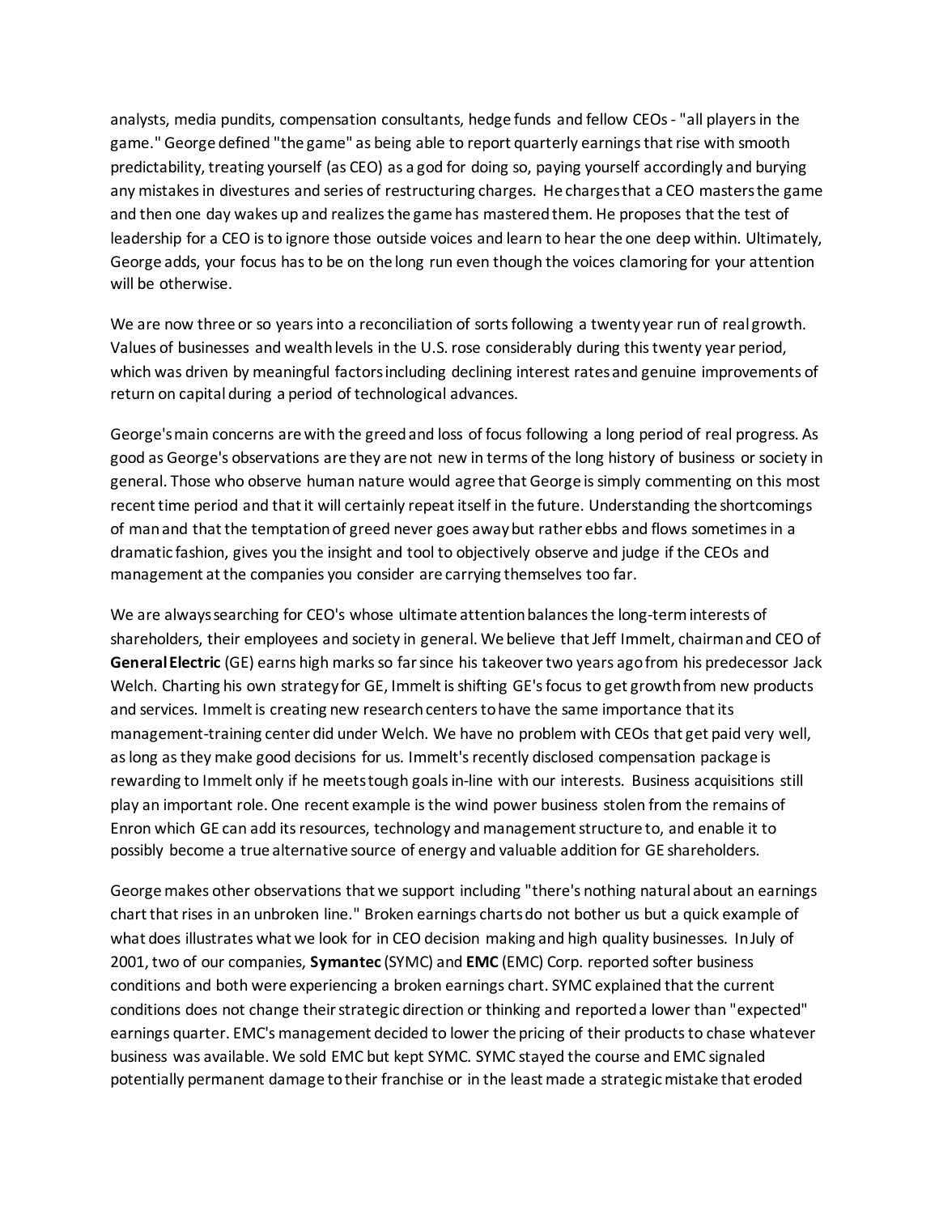analysts, media pundits, compensation consultants, hedge funds and fellow CEOs - "all players in the game." George defined "the game" as being able to report quarterly earnings that rise with smooth predictability, treating yourself (as CEO) as a god for doing so, paying yourself accordingly and burying any mistakes in divestures and series of restructuring charges. He charges that a CEO masters the game and then one day wakes up and realizes the game has mastered them. He proposes that the test of leadership for a CEO is to ignore those outside voices and learn to hear the one deep within. Ultimately, George adds, your focus has to be on the long run even though the voices clamoring for your attention will be otherwise.

We are now three or so years into a reconciliation of sorts following a twenty year run of real growth. Values of businesses and wealth levels in the U.S. rose considerably during this twenty year period, which was driven by meaningful factors including declining interest rates and genuine improvements of return on capital during a period of technological advances.

George's main concerns are with the greed and loss of focus following a long period of real progress. As good as George's observations are they are not new in terms of the long history of business or society in general. Those who observe human nature would agree that George is simply commenting on this most recent time period and that it will certainly repeat itself in the future. Understanding the shortcomings of man and that the temptation of greed never goes away but rather ebbs and flows sometimes in a dramatic fashion, gives you the insight and tool to objectively observe and judge if the CEOs and management at the companies you consider are carrying themselves too far.

We are always searching for CEO's whose ultimate attention balances the long-term interests of shareholders, their employees and society in general. We believe that Jeff Immelt, chairman and CEO of **General Electric** (GE) earns high marks so far since his takeover two years ago from his predecessor Jack Welch. Charting his own strategy for GE, Immelt is shifting GE's focus to get growth from new products and services. Immelt is creating new research centers to have the same importance that its management-training center did under Welch. We have no problem with CEOs that get paid very well, as long as they make good decisions for us. Immelt's recently disclosed compensation package is rewarding to Immelt only if he meets tough goals in-line with our interests. Business acquisitions still play an important role. One recent example is the wind power business stolen from the remains of Enron which GE can add its resources, technology and management structure to, and enable it to possibly become a true alternative source of energy and valuable addition for GE shareholders.

George makes other observations that we support including "there's nothing natural about an earnings chart that rises in an unbroken line." Broken earnings charts do not bother us but a quick example of what does illustrates what we look for in CEO decision making and high quality businesses. In July of 2001, two of our companies, **Symantec** (SYMC) and **EMC** (EMC) Corp. reported softer business conditions and both were experiencing a broken earnings chart. SYMC explained that the current conditions does not change their strategic direction or thinking and reported a lower than "expected" earnings quarter. EMC's management decided to lower the pricing of their products to chase whatever business was available. We sold EMC but kept SYMC. SYMC stayed the course and EMC signaled potentially permanent damage to their franchise or in the least made a strategic mistake that eroded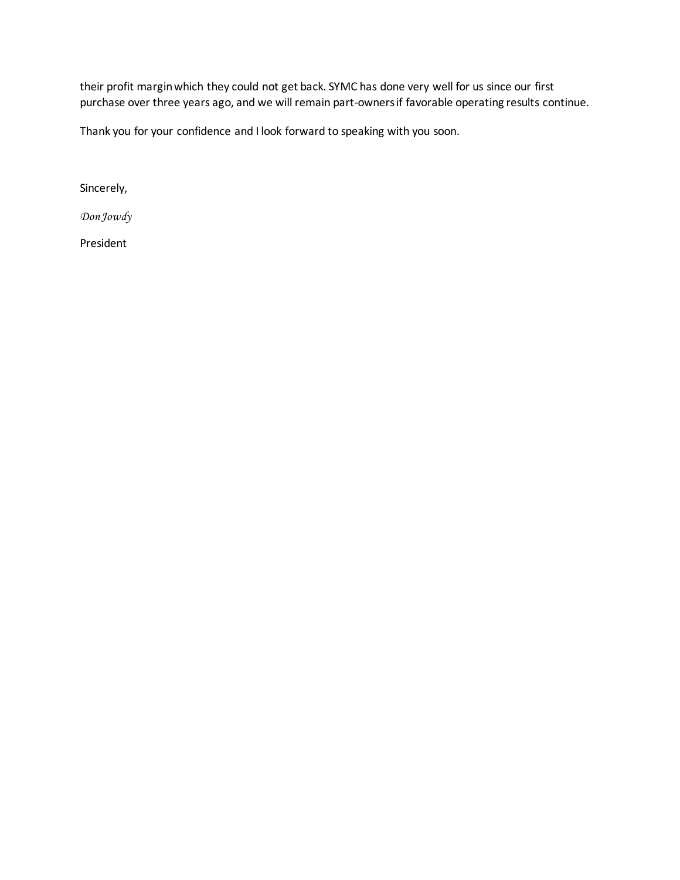their profit margin which they could not get back. SYMC has done very well for us since our first purchase over three years ago, and we will remain part-owners if favorable operating results continue.

Thank you for your confidence and I look forward to speaking with you soon.

Sincerely,

*Don Jowdy*

President